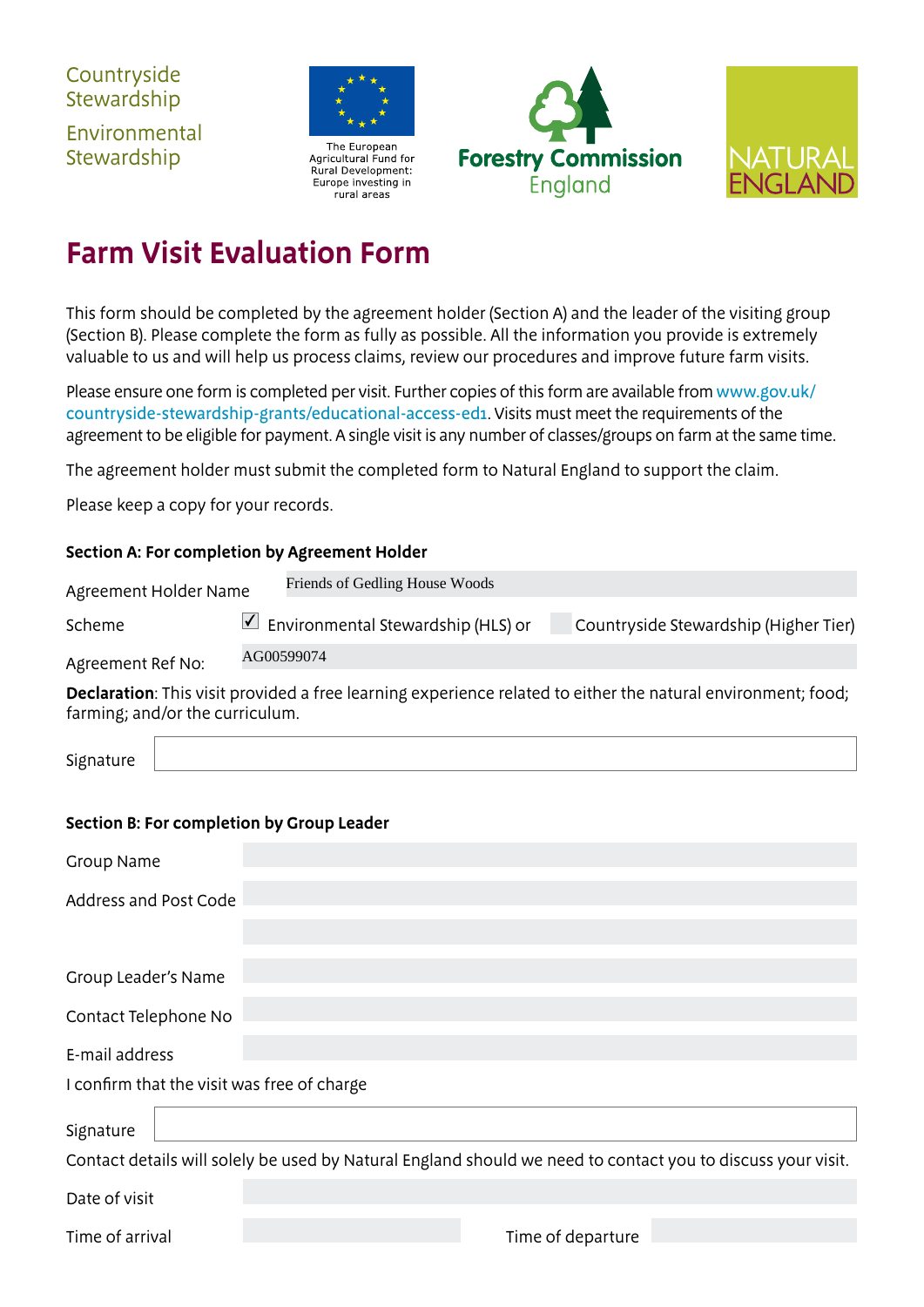Countryside Stewardship

Environmental Stewardship

The European Agricultural Fund for Rural Development: Europe investing in rural areas

Forestry Commission England

NATURAL ENGLAND

# Farm Visit Evaluation Form

This form should be completed by the agreement holder (Section A) and the leader of the visiting group (Section B). Please complete the form as fully as possible. All the information you provide is extremely valuable to us and will help us process claims, review our procedures and improve future farm visits.

Please ensure one form is completed per visit. Further copies of this form are available from www.gov.uk/countryside-stewardship-grants/educational-access-ed1. Visits must meet the requirements of the agreement to be eligible for payment. A single visit is any number of classes/groups on farm at the same time.

The agreement holder must submit the completed form to Natural England to support the claim.

Please keep a copy for your records.

### Section A: For completion by Agreement Holder

Agreement Holder Name: Friends of Gedling House Woods

Scheme: ☑ Environmental Stewardship (HLS) or ☐ Countryside Stewardship (Higher Tier)

Agreement Ref No: AG00599074

**Declaration**: This visit provided a free learning experience related to either the natural environment; food; farming; and/or the curriculum.

Signature: 

### Section B: For completion by Group Leader

Group Name: 

Address and Post Code: 

Group Leader's Name: 

Contact Telephone No: 

E-mail address: 

I confirm that the visit was free of charge

Signature: 

Contact details will solely be used by Natural England should we need to contact you to discuss your visit.

Date of visit: 

Time of arrival: 　　Time of departure: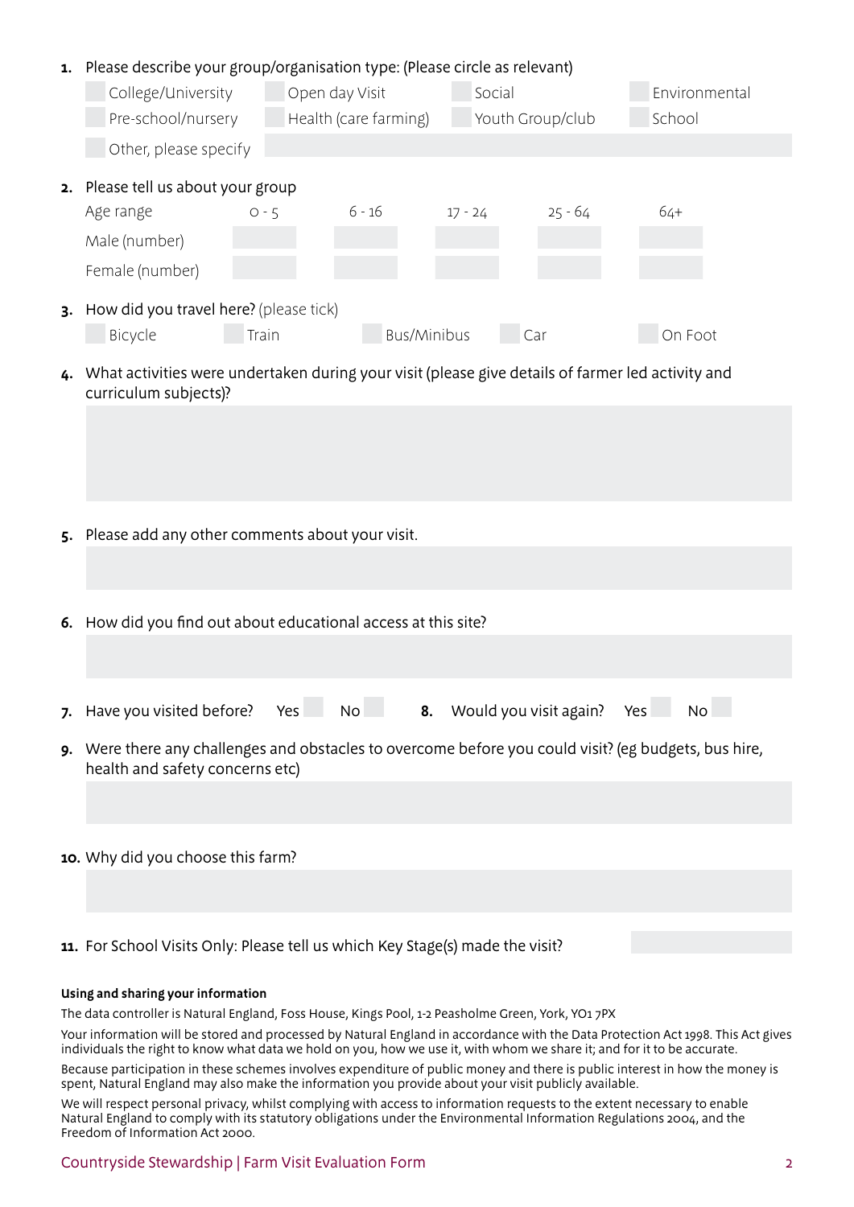1. Please describe your group/organisation type: (Please circle as relevant)

   - College/University
   - Open day Visit
   - Social
   - Environmental
   - Pre-school/nursery
   - Health (care farming)
   - Youth Group/club
   - School
   - Other, please specify

2. Please tell us about your group

| Age range | 0 - 5 | 6 - 16 | 17 - 24 | 25 - 64 | 64+ |
|---|---|---|---|---|---|
| Male (number) | | | | | |
| Female (number) | | | | | |

3. How did you travel here? (please tick)

   - Bicycle
   - Train
   - Bus/Minibus
   - Car
   - On Foot

4. What activities were undertaken during your visit (please give details of farmer led activity and curriculum subjects)?

5. Please add any other comments about your visit.

6. How did you find out about educational access at this site?

7. Have you visited before? Yes No

8. Would you visit again? Yes No

9. Were there any challenges and obstacles to overcome before you could visit? (eg budgets, bus hire, health and safety concerns etc)

10. Why did you choose this farm?

11. For School Visits Only: Please tell us which Key Stage(s) made the visit?

**Using and sharing your information**

The data controller is Natural England, Foss House, Kings Pool, 1-2 Peasholme Green, York, YO1 7PX

Your information will be stored and processed by Natural England in accordance with the Data Protection Act 1998. This Act gives individuals the right to know what data we hold on you, how we use it, with whom we share it; and for it to be accurate.

Because participation in these schemes involves expenditure of public money and there is public interest in how the money is spent, Natural England may also make the information you provide about your visit publicly available.

We will respect personal privacy, whilst complying with access to information requests to the extent necessary to enable Natural England to comply with its statutory obligations under the Environmental Information Regulations 2004, and the Freedom of Information Act 2000.